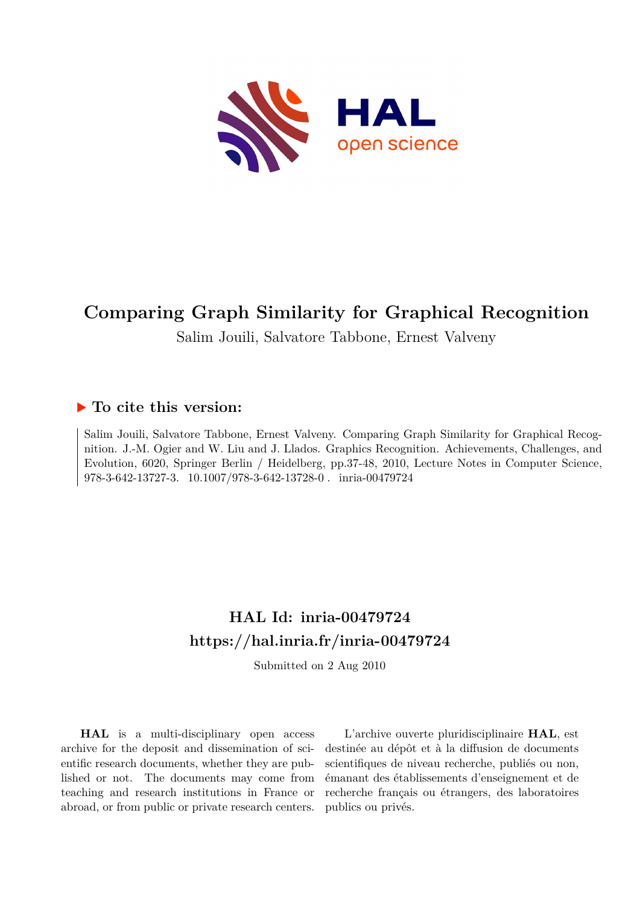# Comparing Graph Similarity for Graphical Recognition

Salim Jouili, Salvatore Tabbone, Ernest Valveny

### ▶ To cite this version:

Salim Jouili, Salvatore Tabbone, Ernest Valveny. Comparing Graph Similarity for Graphical Recognition. J.-M. Ogier and W. Liu and J. Llados. Graphics Recognition. Achievements, Challenges, and Evolution, 6020, Springer Berlin / Heidelberg, pp.37-48, 2010, Lecture Notes in Computer Science, 978-3-642-13727-3. 10.1007/978-3-642-13728-0 . inria-00479724

## HAL Id: inria-00479724

## https://hal.inria.fr/inria-00479724

Submitted on 2 Aug 2010

**HAL** is a multi-disciplinary open access archive for the deposit and dissemination of scientific research documents, whether they are published or not. The documents may come from teaching and research institutions in France or abroad, or from public or private research centers.

L'archive ouverte pluridisciplinaire **HAL**, est destinée au dépôt et à la diffusion de documents scientifiques de niveau recherche, publiés ou non, émanant des établissements d'enseignement et de recherche français ou étrangers, des laboratoires publics ou privés.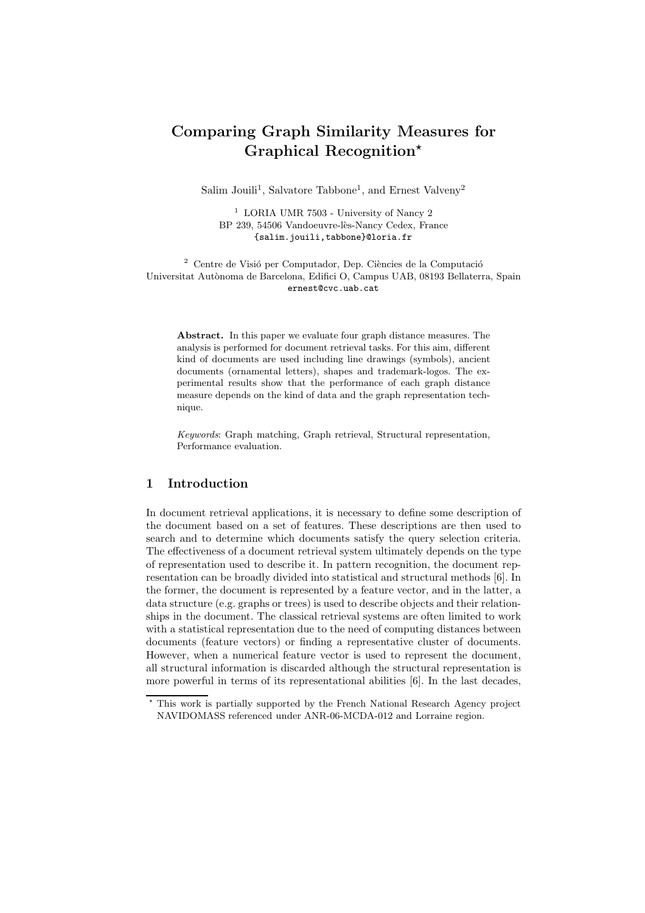# Comparing Graph Similarity Measures for Graphical Recognition*

Salim Jouili[1], Salvatore Tabbone[1], and Ernest Valveny[2]

[1] LORIA UMR 7503 - University of Nancy 2
BP 239, 54506 Vandoeuvre-lès-Nancy Cedex, France
{salim.jouili,tabbone}@loria.fr

[2] Centre de Visió per Computador, Dep. Ciències de la Computació
Universitat Autònoma de Barcelona, Edifici O, Campus UAB, 08193 Bellaterra, Spain
ernest@cvc.uab.cat

**Abstract.** In this paper we evaluate four graph distance measures. The analysis is performed for document retrieval tasks. For this aim, different kind of documents are used including line drawings (symbols), ancient documents (ornamental letters), shapes and trademark-logos. The experimental results show that the performance of each graph distance measure depends on the kind of data and the graph representation technique.

*Keywords*: Graph matching, Graph retrieval, Structural representation, Performance evaluation.

## 1 Introduction

In document retrieval applications, it is necessary to define some description of the document based on a set of features. These descriptions are then used to search and to determine which documents satisfy the query selection criteria. The effectiveness of a document retrieval system ultimately depends on the type of representation used to describe it. In pattern recognition, the document representation can be broadly divided into statistical and structural methods [6]. In the former, the document is represented by a feature vector, and in the latter, a data structure (e.g. graphs or trees) is used to describe objects and their relationships in the document. The classical retrieval systems are often limited to work with a statistical representation due to the need of computing distances between documents (feature vectors) or finding a representative cluster of documents. However, when a numerical feature vector is used to represent the document, all structural information is discarded although the structural representation is more powerful in terms of its representational abilities [6]. In the last decades,

* This work is partially supported by the French National Research Agency project NAVIDOMASS referenced under ANR-06-MCDA-012 and Lorraine region.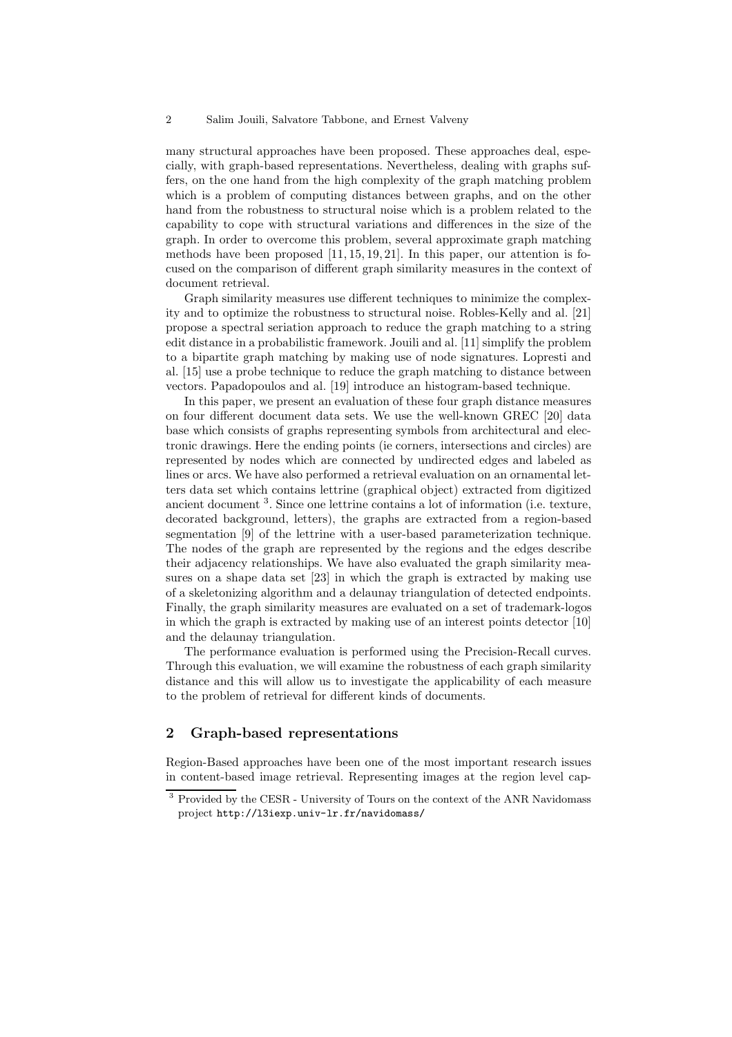many structural approaches have been proposed. These approaches deal, especially, with graph-based representations. Nevertheless, dealing with graphs suffers, on the one hand from the high complexity of the graph matching problem which is a problem of computing distances between graphs, and on the other hand from the robustness to structural noise which is a problem related to the capability to cope with structural variations and differences in the size of the graph. In order to overcome this problem, several approximate graph matching methods have been proposed [11, 15, 19, 21]. In this paper, our attention is focused on the comparison of different graph similarity measures in the context of document retrieval.

Graph similarity measures use different techniques to minimize the complexity and to optimize the robustness to structural noise. Robles-Kelly and al. [21] propose a spectral seriation approach to reduce the graph matching to a string edit distance in a probabilistic framework. Jouili and al. [11] simplify the problem to a bipartite graph matching by making use of node signatures. Lopresti and al. [15] use a probe technique to reduce the graph matching to distance between vectors. Papadopoulos and al. [19] introduce an histogram-based technique.

In this paper, we present an evaluation of these four graph distance measures on four different document data sets. We use the well-known GREC [20] data base which consists of graphs representing symbols from architectural and electronic drawings. Here the ending points (ie corners, intersections and circles) are represented by nodes which are connected by undirected edges and labeled as lines or arcs. We have also performed a retrieval evaluation on an ornamental letters data set which contains lettrine (graphical object) extracted from digitized ancient document [3]. Since one lettrine contains a lot of information (i.e. texture, decorated background, letters), the graphs are extracted from a region-based segmentation [9] of the lettrine with a user-based parameterization technique. The nodes of the graph are represented by the regions and the edges describe their adjacency relationships. We have also evaluated the graph similarity measures on a shape data set [23] in which the graph is extracted by making use of a skeletonizing algorithm and a delaunay triangulation of detected endpoints. Finally, the graph similarity measures are evaluated on a set of trademark-logos in which the graph is extracted by making use of an interest points detector [10] and the delaunay triangulation.

The performance evaluation is performed using the Precision-Recall curves. Through this evaluation, we will examine the robustness of each graph similarity distance and this will allow us to investigate the applicability of each measure to the problem of retrieval for different kinds of documents.

## 2 Graph-based representations

Region-Based approaches have been one of the most important research issues in content-based image retrieval. Representing images at the region level cap-

[3] Provided by the CESR - University of Tours on the context of the ANR Navidomass project http://l3iexp.univ-lr.fr/navidomass/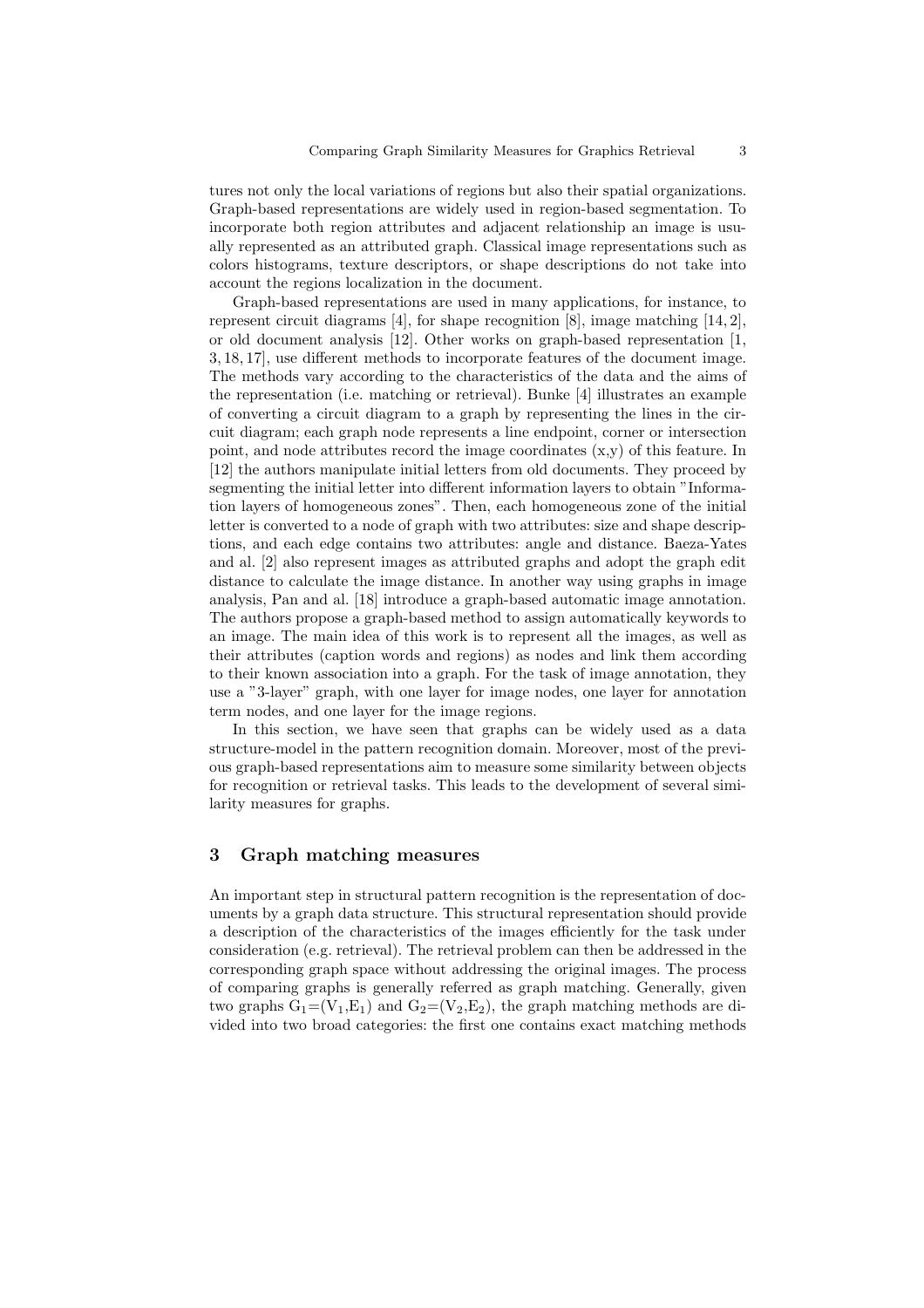tures not only the local variations of regions but also their spatial organizations. Graph-based representations are widely used in region-based segmentation. To incorporate both region attributes and adjacent relationship an image is usually represented as an attributed graph. Classical image representations such as colors histograms, texture descriptors, or shape descriptions do not take into account the regions localization in the document.

Graph-based representations are used in many applications, for instance, to represent circuit diagrams [4], for shape recognition [8], image matching [14, 2], or old document analysis [12]. Other works on graph-based representation [1, 3, 18, 17], use different methods to incorporate features of the document image. The methods vary according to the characteristics of the data and the aims of the representation (i.e. matching or retrieval). Bunke [4] illustrates an example of converting a circuit diagram to a graph by representing the lines in the circuit diagram; each graph node represents a line endpoint, corner or intersection point, and node attributes record the image coordinates (x,y) of this feature. In [12] the authors manipulate initial letters from old documents. They proceed by segmenting the initial letter into different information layers to obtain "Information layers of homogeneous zones". Then, each homogeneous zone of the initial letter is converted to a node of graph with two attributes: size and shape descriptions, and each edge contains two attributes: angle and distance. Baeza-Yates and al. [2] also represent images as attributed graphs and adopt the graph edit distance to calculate the image distance. In another way using graphs in image analysis, Pan and al. [18] introduce a graph-based automatic image annotation. The authors propose a graph-based method to assign automatically keywords to an image. The main idea of this work is to represent all the images, as well as their attributes (caption words and regions) as nodes and link them according to their known association into a graph. For the task of image annotation, they use a "3-layer" graph, with one layer for image nodes, one layer for annotation term nodes, and one layer for the image regions.

In this section, we have seen that graphs can be widely used as a data structure-model in the pattern recognition domain. Moreover, most of the previous graph-based representations aim to measure some similarity between objects for recognition or retrieval tasks. This leads to the development of several similarity measures for graphs.

## 3 Graph matching measures

An important step in structural pattern recognition is the representation of documents by a graph data structure. This structural representation should provide a description of the characteristics of the images efficiently for the task under consideration (e.g. retrieval). The retrieval problem can then be addressed in the corresponding graph space without addressing the original images. The process of comparing graphs is generally referred as graph matching. Generally, given two graphs $G_1$=($V_1$,$E_1$) and $G_2$=($V_2$,$E_2$), the graph matching methods are divided into two broad categories: the first one contains exact matching methods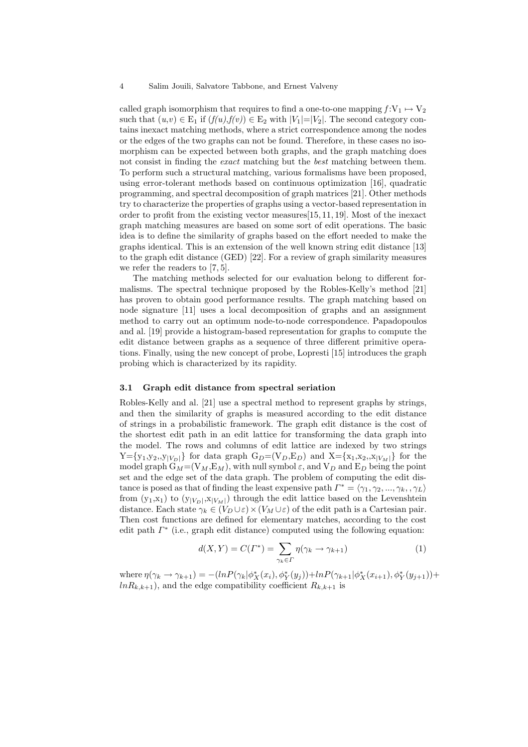called graph isomorphism that requires to find a one-to-one mapping $f$:$V_1 \mapsto V_2$ such that $(u,v) \in E_1$ if $(f(u),f(v)) \in E_2$ with $|V_1|=|V_2|$. The second category contains inexact matching methods, where a strict correspondence among the nodes or the edges of the two graphs can not be found. Therefore, in these cases no isomorphism can be expected between both graphs, and the graph matching does not consist in finding the *exact* matching but the *best* matching between them. To perform such a structural matching, various formalisms have been proposed, using error-tolerant methods based on continuous optimization [16], quadratic programming, and spectral decomposition of graph matrices [21]. Other methods try to characterize the properties of graphs using a vector-based representation in order to profit from the existing vector measures[15, 11, 19]. Most of the inexact graph matching measures are based on some sort of edit operations. The basic idea is to define the similarity of graphs based on the effort needed to make the graphs identical. This is an extension of the well known string edit distance [13] to the graph edit distance (GED) [22]. For a review of graph similarity measures we refer the readers to [7, 5].

The matching methods selected for our evaluation belong to different formalisms. The spectral technique proposed by the Robles-Kelly's method [21] has proven to obtain good performance results. The graph matching based on node signature [11] uses a local decomposition of graphs and an assignment method to carry out an optimum node-to-node correspondence. Papadopoulos and al. [19] provide a histogram-based representation for graphs to compute the edit distance between graphs as a sequence of three different primitive operations. Finally, using the new concept of probe, Lopresti [15] introduces the graph probing which is characterized by its rapidity.

### 3.1 Graph edit distance from spectral seriation

Robles-Kelly and al. [21] use a spectral method to represent graphs by strings, and then the similarity of graphs is measured according to the edit distance of strings in a probabilistic framework. The graph edit distance is the cost of the shortest edit path in an edit lattice for transforming the data graph into the model. The rows and columns of edit lattice are indexed by two strings $Y=\{y_1,y_2,,y_{|V_D|}\}$ for data graph $G_D=(V_D,E_D)$ and $X=\{x_1,x_2,,x_{|V_M|}\}$ for the model graph $G_M=(V_M,E_M)$, with null symbol $\varepsilon$, and $V_D$ and $E_D$ being the point set and the edge set of the data graph. The problem of computing the edit distance is posed as that of finding the least expensive path $\Gamma^* = \langle \gamma_1, \gamma_2, ..., \gamma_k, , \gamma_L \rangle$ from $(y_1,x_1)$ to $(y_{|V_D|},x_{|V_M|})$ through the edit lattice based on the Levenshtein distance. Each state $\gamma_k \in (V_D \cup \varepsilon) \times (V_M \cup \varepsilon)$ of the edit path is a Cartesian pair. Then cost functions are defined for elementary matches, according to the cost edit path $\Gamma^*$ (i.e., graph edit distance) computed using the following equation:

$$d(X,Y) = C(\Gamma^*) = \sum_{\gamma_k \in \Gamma} \eta(\gamma_k \rightarrow \gamma_{k+1}) \tag{1}$$

where $\eta(\gamma_k \rightarrow \gamma_{k+1}) = -(lnP(\gamma_k|\phi_X^*(x_i), \phi_Y^*(y_j)) + lnP(\gamma_{k+1}|\phi_X^*(x_{i+1}), \phi_Y^*(y_{j+1})) + lnR_{k,k+1})$, and the edge compatibility coefficient $R_{k,k+1}$ is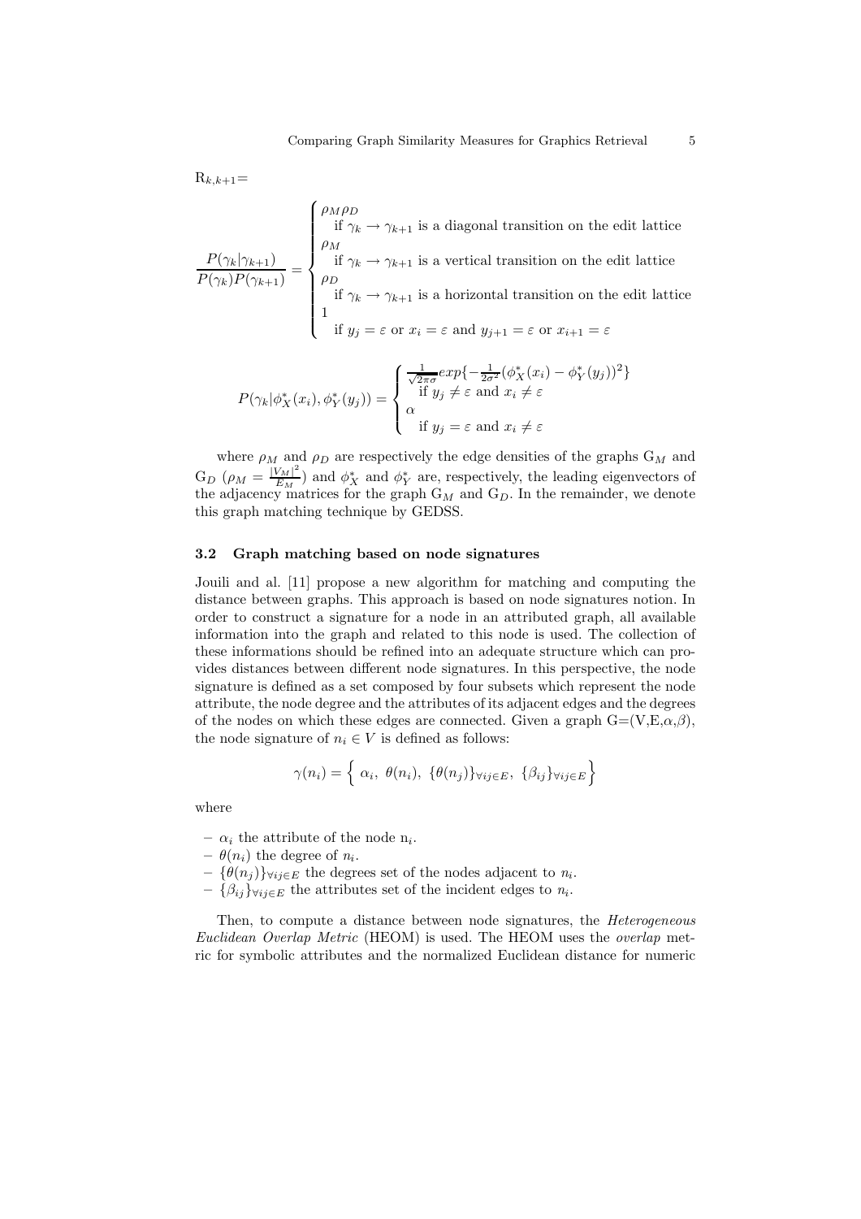$R_{k,k+1}$=

$$
\frac{P(\gamma_k|\gamma_{k+1})}{P(\gamma_k)P(\gamma_{k+1})} = \begin{cases} \rho_M \rho_D \\ \quad \text{if } \gamma_k \rightarrow \gamma_{k+1} \text{ is a diagonal transition on the edit lattice} \\ \rho_M \\ \quad \text{if } \gamma_k \rightarrow \gamma_{k+1} \text{ is a vertical transition on the edit lattice} \\ \rho_D \\ \quad \text{if } \gamma_k \rightarrow \gamma_{k+1} \text{ is a horizontal transition on the edit lattice} \\ 1 \\ \quad \text{if } y_j = \varepsilon \text{ or } x_i = \varepsilon \text{ and } y_{j+1} = \varepsilon \text{ or } x_{i+1} = \varepsilon \end{cases}
$$

$$
P(\gamma_k|\phi_X^*(x_i), \phi_Y^*(y_j)) = \begin{cases} \frac{1}{\sqrt{2\pi}\sigma} exp\{-\frac{1}{2\sigma^2}(\phi_X^*(x_i) - \phi_Y^*(y_j))^2\} \\ \quad \text{if } y_j \neq \varepsilon \text{ and } x_i \neq \varepsilon \\ \alpha \\ \quad \text{if } y_j = \varepsilon \text{ and } x_i \neq \varepsilon \end{cases}
$$

where $\rho_M$ and $\rho_D$ are respectively the edge densities of the graphs $G_M$ and $G_D$ ($\rho_M = \frac{|V_M|^2}{E_M}$) and $\phi_X^*$ and $\phi_Y^*$ are, respectively, the leading eigenvectors of the adjacency matrices for the graph $G_M$ and $G_D$. In the remainder, we denote this graph matching technique by GEDSS.

### 3.2 Graph matching based on node signatures

Jouili and al. [11] propose a new algorithm for matching and computing the distance between graphs. This approach is based on node signatures notion. In order to construct a signature for a node in an attributed graph, all available information into the graph and related to this node is used. The collection of these informations should be refined into an adequate structure which can provides distances between different node signatures. In this perspective, the node signature is defined as a set composed by four subsets which represent the node attribute, the node degree and the attributes of its adjacent edges and the degrees of the nodes on which these edges are connected. Given a graph G=(V,E,$\alpha$,$\beta$), the node signature of $n_i \in V$ is defined as follows:

$$
\gamma(n_i) = \left\{ \alpha_i,\ \theta(n_i),\ \{\theta(n_j)\}_{\forall ij \in E},\ \{\beta_{ij}\}_{\forall ij \in E} \right\}
$$

where

- $\alpha_i$ the attribute of the node $n_i$.
- $\theta(n_i)$ the degree of $n_i$.
- $\{\theta(n_j)\}_{\forall ij \in E}$ the degrees set of the nodes adjacent to $n_i$.
- $\{\beta_{ij}\}_{\forall ij \in E}$ the attributes set of the incident edges to $n_i$.

Then, to compute a distance between node signatures, the *Heterogeneous Euclidean Overlap Metric* (HEOM) is used. The HEOM uses the *overlap* metric for symbolic attributes and the normalized Euclidean distance for numeric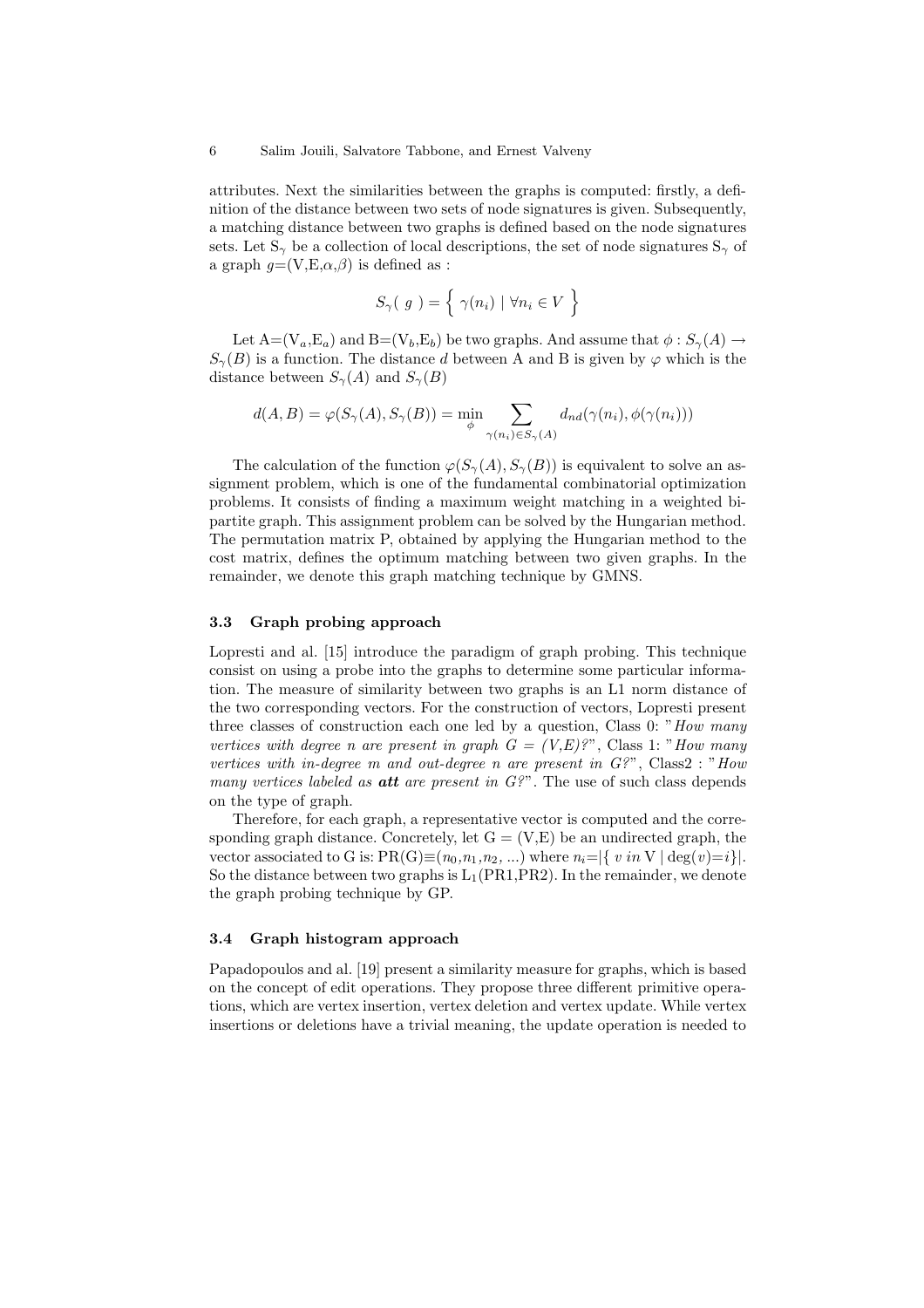attributes. Next the similarities between the graphs is computed: firstly, a definition of the distance between two sets of node signatures is given. Subsequently, a matching distance between two graphs is defined based on the node signatures sets. Let $S_\gamma$ be a collection of local descriptions, the set of node signatures $S_\gamma$ of a graph $g$=(V,E,$\alpha$,$\beta$) is defined as :

$$S_\gamma(\ g\ ) = \left\{\ \gamma(n_i)\ |\ \forall n_i \in V\ \right\}$$

Let A=($V_a$,$E_a$) and B=($V_b$,$E_b$) be two graphs. And assume that $\phi : S_\gamma(A) \rightarrow S_\gamma(B)$ is a function. The distance $d$ between A and B is given by $\varphi$ which is the distance between $S_\gamma(A)$ and $S_\gamma(B)$

$$d(A,B) = \varphi(S_\gamma(A), S_\gamma(B)) = \min_\phi \sum_{\gamma(n_i) \in S_\gamma(A)} d_{nd}(\gamma(n_i), \phi(\gamma(n_i)))$$

The calculation of the function $\varphi(S_\gamma(A), S_\gamma(B))$ is equivalent to solve an assignment problem, which is one of the fundamental combinatorial optimization problems. It consists of finding a maximum weight matching in a weighted bipartite graph. This assignment problem can be solved by the Hungarian method. The permutation matrix P, obtained by applying the Hungarian method to the cost matrix, defines the optimum matching between two given graphs. In the remainder, we denote this graph matching technique by GMNS.

### 3.3 Graph probing approach

Lopresti and al. [15] introduce the paradigm of graph probing. This technique consist on using a probe into the graphs to determine some particular information. The measure of similarity between two graphs is an L1 norm distance of the two corresponding vectors. For the construction of vectors, Lopresti present three classes of construction each one led by a question, Class 0: "*How many vertices with degree n are present in graph G = (V,E)?*", Class 1: "*How many vertices with in-degree m and out-degree n are present in G?*", Class2 : "*How many vertices labeled as **att** are present in G?*". The use of such class depends on the type of graph.

Therefore, for each graph, a representative vector is computed and the corresponding graph distance. Concretely, let G = (V,E) be an undirected graph, the vector associated to G is: PR(G)≡($n_0$,$n_1$,$n_2$, ...) where $n_i$=|{ $v$ *in* V | deg($v$)=$i$}|. So the distance between two graphs is $L_1$(PR1,PR2). In the remainder, we denote the graph probing technique by GP.

### 3.4 Graph histogram approach

Papadopoulos and al. [19] present a similarity measure for graphs, which is based on the concept of edit operations. They propose three different primitive operations, which are vertex insertion, vertex deletion and vertex update. While vertex insertions or deletions have a trivial meaning, the update operation is needed to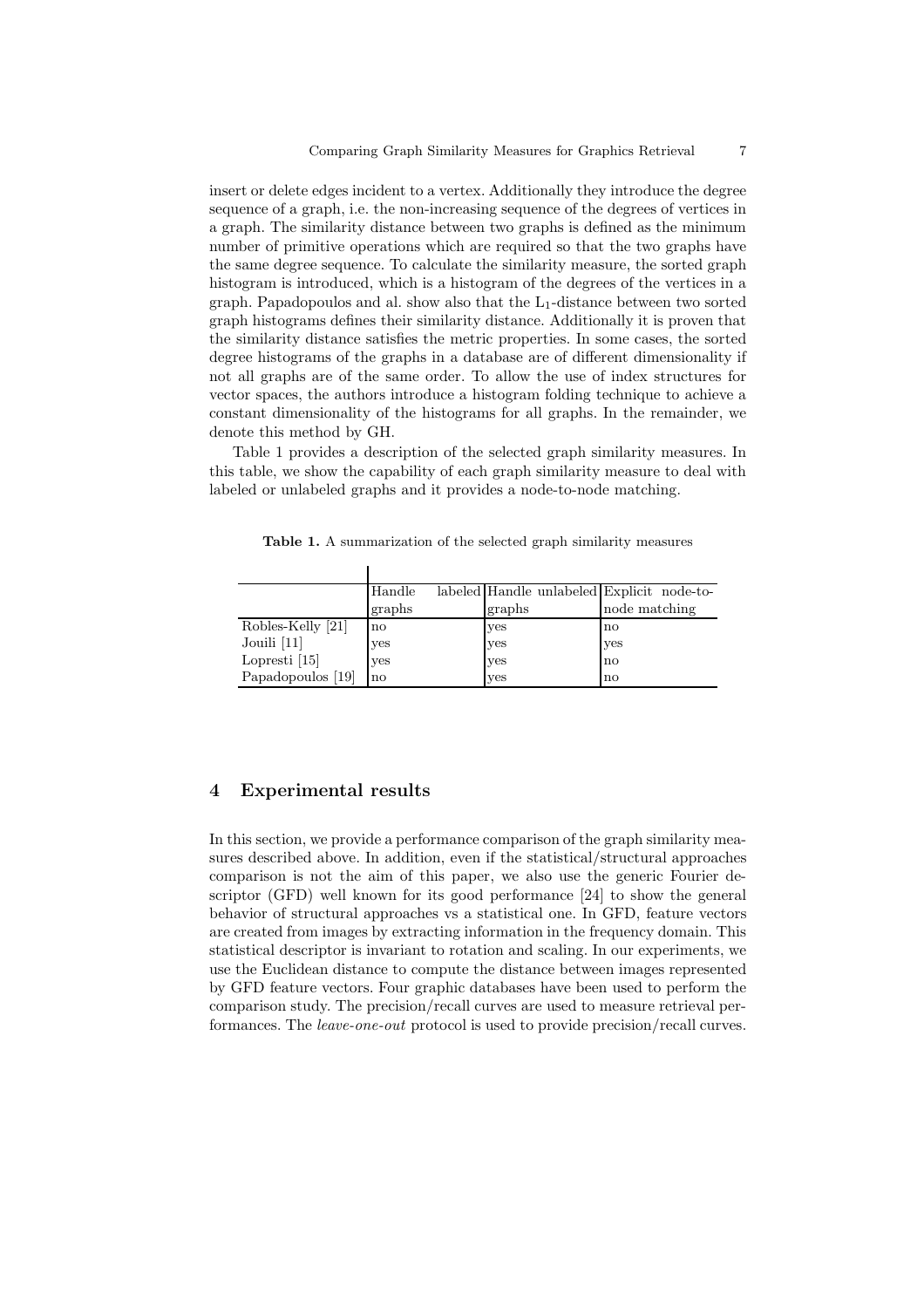insert or delete edges incident to a vertex. Additionally they introduce the degree sequence of a graph, i.e. the non-increasing sequence of the degrees of vertices in a graph. The similarity distance between two graphs is defined as the minimum number of primitive operations which are required so that the two graphs have the same degree sequence. To calculate the similarity measure, the sorted graph histogram is introduced, which is a histogram of the degrees of the vertices in a graph. Papadopoulos and al. show also that the $L_1$-distance between two sorted graph histograms defines their similarity distance. Additionally it is proven that the similarity distance satisfies the metric properties. In some cases, the sorted degree histograms of the graphs in a database are of different dimensionality if not all graphs are of the same order. To allow the use of index structures for vector spaces, the authors introduce a histogram folding technique to achieve a constant dimensionality of the histograms for all graphs. In the remainder, we denote this method by GH.

Table 1 provides a description of the selected graph similarity measures. In this table, we show the capability of each graph similarity measure to deal with labeled or unlabeled graphs and it provides a node-to-node matching.

**Table 1.** A summarization of the selected graph similarity measures

| | Handle labeled graphs | Handle unlabeled graphs | Explicit node-to-node matching |
|---|---|---|---|
| Robles-Kelly [21] | no | yes | no |
| Jouili [11] | yes | yes | yes |
| Lopresti [15] | yes | yes | no |
| Papadopoulos [19] | no | yes | no |

## 4 Experimental results

In this section, we provide a performance comparison of the graph similarity measures described above. In addition, even if the statistical/structural approaches comparison is not the aim of this paper, we also use the generic Fourier descriptor (GFD) well known for its good performance [24] to show the general behavior of structural approaches vs a statistical one. In GFD, feature vectors are created from images by extracting information in the frequency domain. This statistical descriptor is invariant to rotation and scaling. In our experiments, we use the Euclidean distance to compute the distance between images represented by GFD feature vectors. Four graphic databases have been used to perform the comparison study. The precision/recall curves are used to measure retrieval performances. The *leave-one-out* protocol is used to provide precision/recall curves.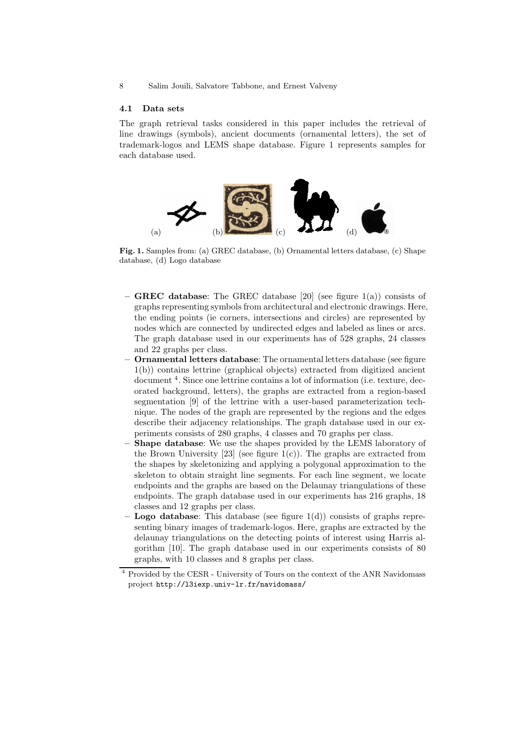### 4.1 Data sets

The graph retrieval tasks considered in this paper includes the retrieval of line drawings (symbols), ancient documents (ornamental letters), the set of trademark-logos and LEMS shape database. Figure 1 represents samples for each database used.

**Fig. 1.** Samples from: (a) GREC database, (b) Ornamental letters database, (c) Shape database, (d) Logo database

- **GREC database**: The GREC database [20] (see figure 1(a)) consists of graphs representing symbols from architectural and electronic drawings. Here, the ending points (ie corners, intersections and circles) are represented by nodes which are connected by undirected edges and labeled as lines or arcs. The graph database used in our experiments has of 528 graphs, 24 classes and 22 graphs per class.
- **Ornamental letters database**: The ornamental letters database (see figure 1(b)) contains lettrine (graphical objects) extracted from digitized ancient document [4]. Since one lettrine contains a lot of information (i.e. texture, decorated background, letters), the graphs are extracted from a region-based segmentation [9] of the lettrine with a user-based parameterization technique. The nodes of the graph are represented by the regions and the edges describe their adjacency relationships. The graph database used in our experiments consists of 280 graphs, 4 classes and 70 graphs per class.
- **Shape database**: We use the shapes provided by the LEMS laboratory of the Brown University [23] (see figure 1(c)). The graphs are extracted from the shapes by skeletonizing and applying a polygonal approximation to the skeleton to obtain straight line segments. For each line segment, we locate endpoints and the graphs are based on the Delaunay triangulations of these endpoints. The graph database used in our experiments has 216 graphs, 18 classes and 12 graphs per class.
- **Logo database**: This database (see figure 1(d)) consists of graphs representing binary images of trademark-logos. Here, graphs are extracted by the delaunay triangulations on the detecting points of interest using Harris algorithm [10]. The graph database used in our experiments consists of 80 graphs, with 10 classes and 8 graphs per class.

[4] Provided by the CESR - University of Tours on the context of the ANR Navidomass project http://l3iexp.univ-lr.fr/navidomass/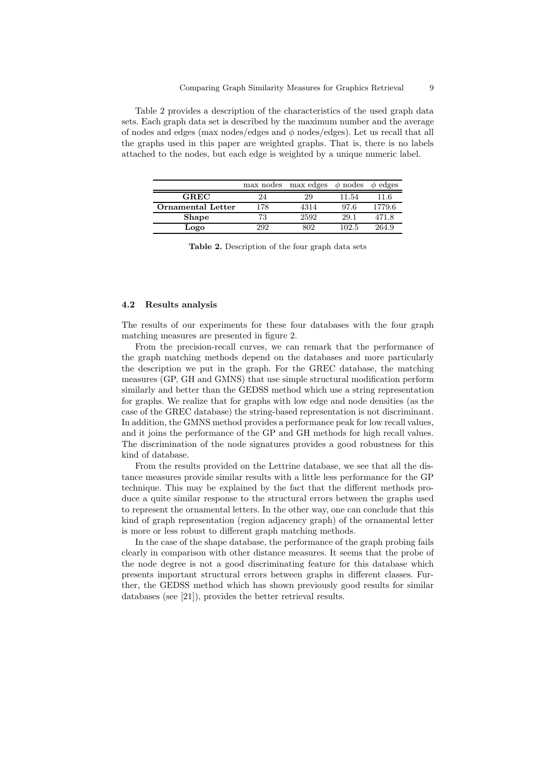Table 2 provides a description of the characteristics of the used graph data sets. Each graph data set is described by the maximum number and the average of nodes and edges (max nodes/edges and $\phi$ nodes/edges). Let us recall that all the graphs used in this paper are weighted graphs. That is, there is no labels attached to the nodes, but each edge is weighted by a unique numeric label.

| | max nodes | max edges | $\phi$ nodes | $\phi$ edges |
|---|---|---|---|---|
| **GREC** | 24 | 29 | 11.54 | 11.6 |
| **Ornamental Letter** | 178 | 4314 | 97.6 | 1779.6 |
| **Shape** | 73 | 2592 | 29.1 | 471.8 |
| **Logo** | 292 | 802 | 102.5 | 264.9 |

**Table 2.** Description of the four graph data sets

### 4.2 Results analysis

The results of our experiments for these four databases with the four graph matching measures are presented in figure 2.

From the precision-recall curves, we can remark that the performance of the graph matching methods depend on the databases and more particularly the description we put in the graph. For the GREC database, the matching measures (GP, GH and GMNS) that use simple structural modification perform similarly and better than the GEDSS method which use a string representation for graphs. We realize that for graphs with low edge and node densities (as the case of the GREC database) the string-based representation is not discriminant. In addition, the GMNS method provides a performance peak for low recall values, and it joins the performance of the GP and GH methods for high recall values. The discrimination of the node signatures provides a good robustness for this kind of database.

From the results provided on the Lettrine database, we see that all the distance measures provide similar results with a little less performance for the GP technique. This may be explained by the fact that the different methods produce a quite similar response to the structural errors between the graphs used to represent the ornamental letters. In the other way, one can conclude that this kind of graph representation (region adjacency graph) of the ornamental letter is more or less robust to different graph matching methods.

In the case of the shape database, the performance of the graph probing fails clearly in comparison with other distance measures. It seems that the probe of the node degree is not a good discriminating feature for this database which presents important structural errors between graphs in different classes. Further, the GEDSS method which has shown previously good results for similar databases (see [21]), provides the better retrieval results.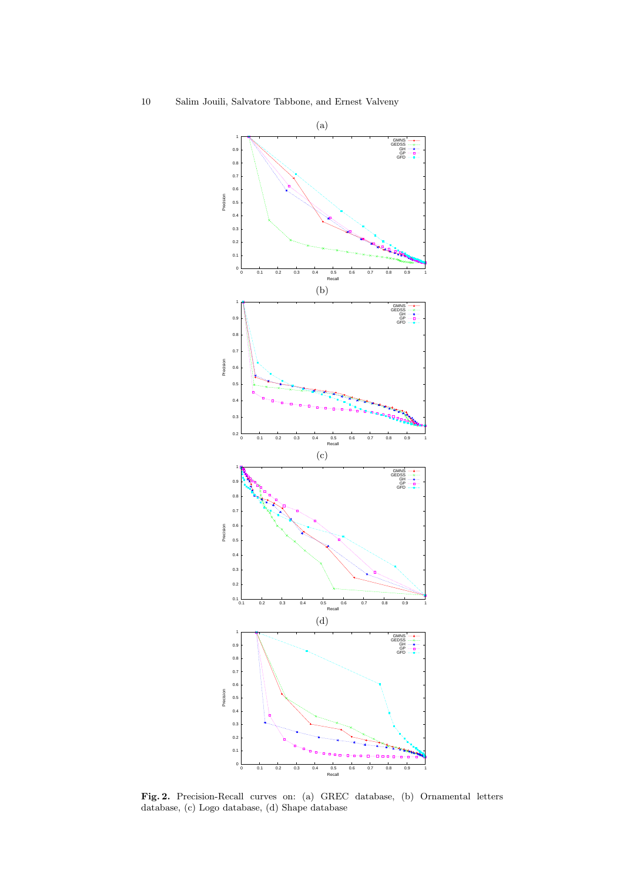**Fig. 2.** Precision-Recall curves on: (a) GREC database, (b) Ornamental letters database, (c) Logo database, (d) Shape database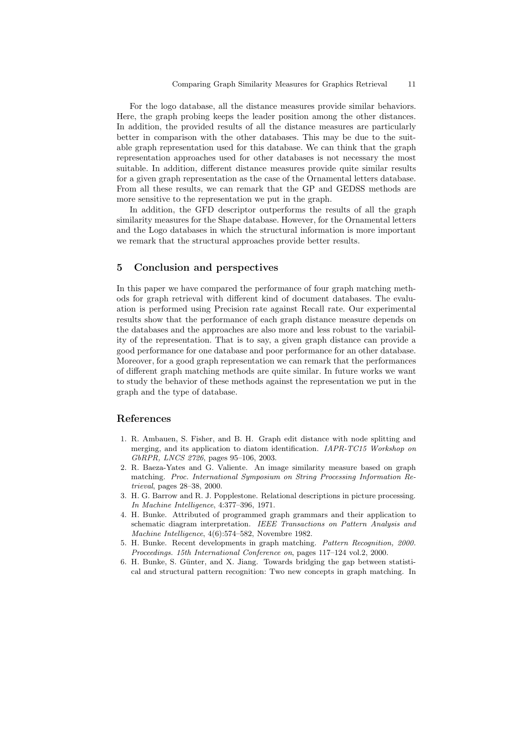For the logo database, all the distance measures provide similar behaviors. Here, the graph probing keeps the leader position among the other distances. In addition, the provided results of all the distance measures are particularly better in comparison with the other databases. This may be due to the suitable graph representation used for this database. We can think that the graph representation approaches used for other databases is not necessary the most suitable. In addition, different distance measures provide quite similar results for a given graph representation as the case of the Ornamental letters database. From all these results, we can remark that the GP and GEDSS methods are more sensitive to the representation we put in the graph.

In addition, the GFD descriptor outperforms the results of all the graph similarity measures for the Shape database. However, for the Ornamental letters and the Logo databases in which the structural information is more important we remark that the structural approaches provide better results.

## 5 Conclusion and perspectives

In this paper we have compared the performance of four graph matching methods for graph retrieval with different kind of document databases. The evaluation is performed using Precision rate against Recall rate. Our experimental results show that the performance of each graph distance measure depends on the databases and the approaches are also more and less robust to the variability of the representation. That is to say, a given graph distance can provide a good performance for one database and poor performance for an other database. Moreover, for a good graph representation we can remark that the performances of different graph matching methods are quite similar. In future works we want to study the behavior of these methods against the representation we put in the graph and the type of database.

## References

1. R. Ambauen, S. Fisher, and B. H. Graph edit distance with node splitting and merging, and its application to diatom identification. *IAPR-TC15 Workshop on GbRPR, LNCS 2726*, pages 95–106, 2003.
2. R. Baeza-Yates and G. Valiente. An image similarity measure based on graph matching. *Proc. International Symposium on String Processing Information Retrieval*, pages 28–38, 2000.
3. H. G. Barrow and R. J. Popplestone. Relational descriptions in picture processing. *In Machine Intelligence*, 4:377–396, 1971.
4. H. Bunke. Attributed of programmed graph grammars and their application to schematic diagram interpretation. *IEEE Transactions on Pattern Analysis and Machine Intelligence*, 4(6):574–582, Novembre 1982.
5. H. Bunke. Recent developments in graph matching. *Pattern Recognition, 2000. Proceedings. 15th International Conference on*, pages 117–124 vol.2, 2000.
6. H. Bunke, S. Günter, and X. Jiang. Towards bridging the gap between statistical and structural pattern recognition: Two new concepts in graph matching. In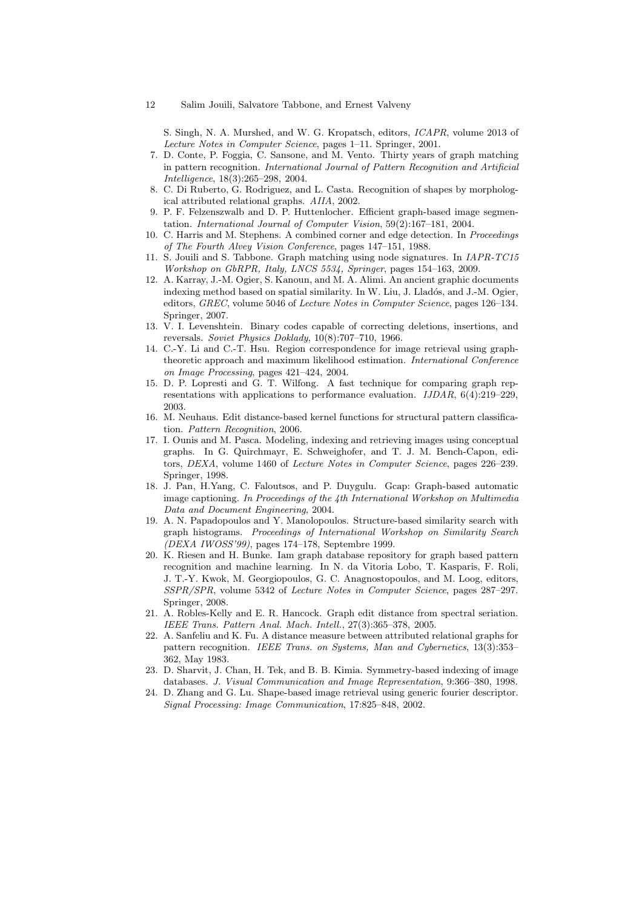S. Singh, N. A. Murshed, and W. G. Kropatsch, editors, *ICAPR*, volume 2013 of *Lecture Notes in Computer Science*, pages 1–11. Springer, 2001.

7. D. Conte, P. Foggia, C. Sansone, and M. Vento. Thirty years of graph matching in pattern recognition. *International Journal of Pattern Recognition and Artificial Intelligence*, 18(3):265–298, 2004.
8. C. Di Ruberto, G. Rodriguez, and L. Casta. Recognition of shapes by morphological attributed relational graphs. *AIIA*, 2002.
9. P. F. Felzenszwalb and D. P. Huttenlocher. Efficient graph-based image segmentation. *International Journal of Computer Vision*, 59(2):167–181, 2004.
10. C. Harris and M. Stephens. A combined corner and edge detection. In *Proceedings of The Fourth Alvey Vision Conference*, pages 147–151, 1988.
11. S. Jouili and S. Tabbone. Graph matching using node signatures. In *IAPR-TC15 Workshop on GbRPR, Italy, LNCS 5534, Springer*, pages 154–163, 2009.
12. A. Karray, J.-M. Ogier, S. Kanoun, and M. A. Alimi. An ancient graphic documents indexing method based on spatial similarity. In W. Liu, J. Lladós, and J.-M. Ogier, editors, *GREC*, volume 5046 of *Lecture Notes in Computer Science*, pages 126–134. Springer, 2007.
13. V. I. Levenshtein. Binary codes capable of correcting deletions, insertions, and reversals. *Soviet Physics Doklady*, 10(8):707–710, 1966.
14. C.-Y. Li and C.-T. Hsu. Region correspondence for image retrieval using graph-theoretic approach and maximum likelihood estimation. *International Conference on Image Processing*, pages 421–424, 2004.
15. D. P. Lopresti and G. T. Wilfong. A fast technique for comparing graph representations with applications to performance evaluation. *IJDAR*, 6(4):219–229, 2003.
16. M. Neuhaus. Edit distance-based kernel functions for structural pattern classification. *Pattern Recognition*, 2006.
17. I. Ounis and M. Pasca. Modeling, indexing and retrieving images using conceptual graphs. In G. Quirchmayr, E. Schweighofer, and T. J. M. Bench-Capon, editors, *DEXA*, volume 1460 of *Lecture Notes in Computer Science*, pages 226–239. Springer, 1998.
18. J. Pan, H.Yang, C. Faloutsos, and P. Duygulu. Gcap: Graph-based automatic image captioning. *In Proceedings of the 4th International Workshop on Multimedia Data and Document Engineering*, 2004.
19. A. N. Papadopoulos and Y. Manolopoulos. Structure-based similarity search with graph histograms. *Proceedings of International Workshop on Similarity Search (DEXA IWOSS'99)*, pages 174–178, Septembre 1999.
20. K. Riesen and H. Bunke. Iam graph database repository for graph based pattern recognition and machine learning. In N. da Vitoria Lobo, T. Kasparis, F. Roli, J. T.-Y. Kwok, M. Georgiopoulos, G. C. Anagnostopoulos, and M. Loog, editors, *SSPR/SPR*, volume 5342 of *Lecture Notes in Computer Science*, pages 287–297. Springer, 2008.
21. A. Robles-Kelly and E. R. Hancock. Graph edit distance from spectral seriation. *IEEE Trans. Pattern Anal. Mach. Intell.*, 27(3):365–378, 2005.
22. A. Sanfeliu and K. Fu. A distance measure between attributed relational graphs for pattern recognition. *IEEE Trans. on Systems, Man and Cybernetics*, 13(3):353–362, May 1983.
23. D. Sharvit, J. Chan, H. Tek, and B. B. Kimia. Symmetry-based indexing of image databases. *J. Visual Communication and Image Representation*, 9:366–380, 1998.
24. D. Zhang and G. Lu. Shape-based image retrieval using generic fourier descriptor. *Signal Processing: Image Communication*, 17:825–848, 2002.